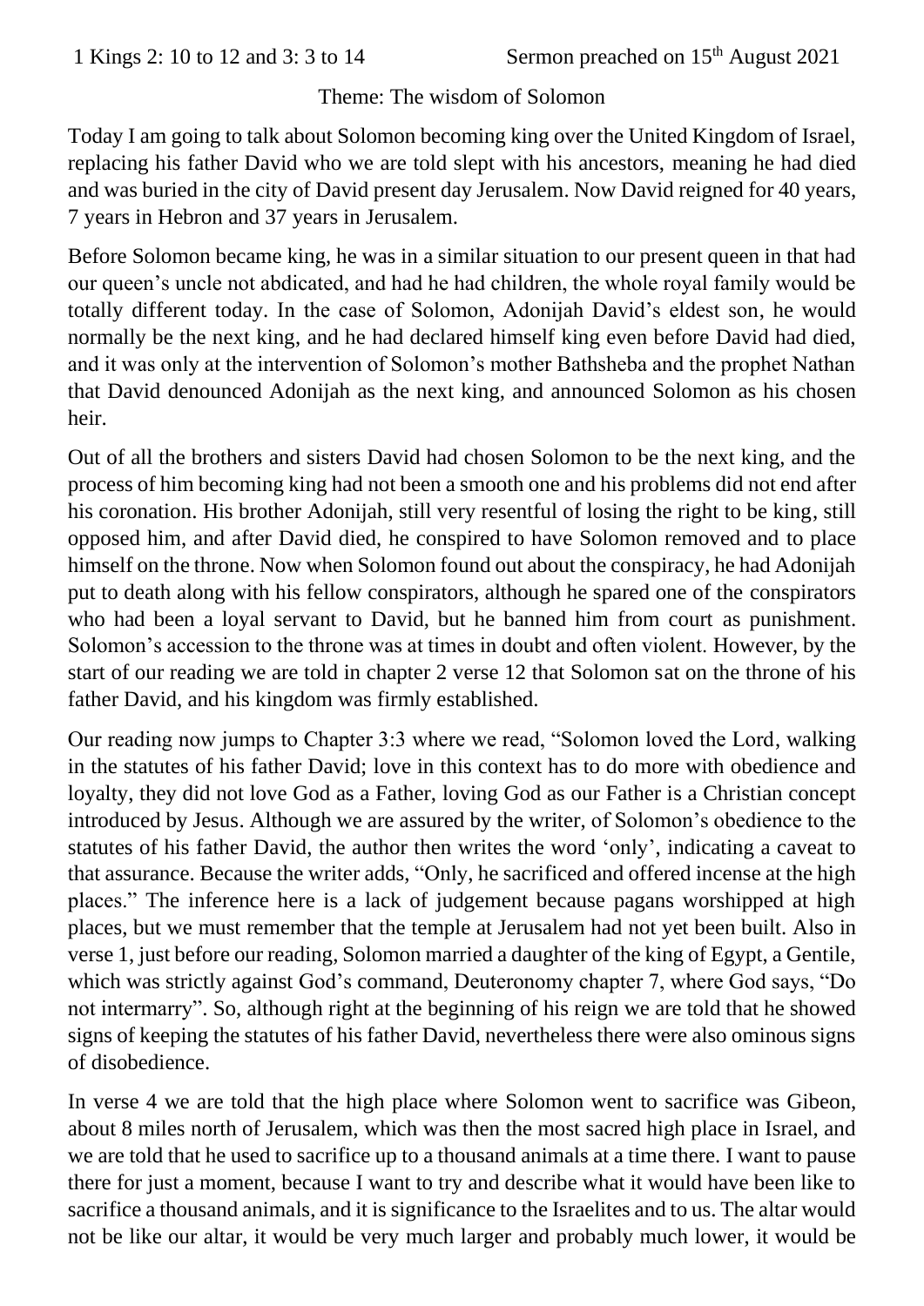1 Kings 2: 10 to 12 and 3: 3 to 14 Sermon preached on 15th August 2021

Theme: The wisdom of Solomon

Today I am going to talk about Solomon becoming king over the United Kingdom of Israel, replacing his father David who we are told slept with his ancestors, meaning he had died and was buried in the city of David present day Jerusalem. Now David reigned for 40 years, 7 years in Hebron and 37 years in Jerusalem.

Before Solomon became king, he was in a similar situation to our present queen in that had our queen's uncle not abdicated, and had he had children, the whole royal family would be totally different today. In the case of Solomon, Adonijah David's eldest son, he would normally be the next king, and he had declared himself king even before David had died, and it was only at the intervention of Solomon's mother Bathsheba and the prophet Nathan that David denounced Adonijah as the next king, and announced Solomon as his chosen heir.

Out of all the brothers and sisters David had chosen Solomon to be the next king, and the process of him becoming king had not been a smooth one and his problems did not end after his coronation. His brother Adonijah, still very resentful of losing the right to be king, still opposed him, and after David died, he conspired to have Solomon removed and to place himself on the throne. Now when Solomon found out about the conspiracy, he had Adonijah put to death along with his fellow conspirators, although he spared one of the conspirators who had been a loyal servant to David, but he banned him from court as punishment. Solomon's accession to the throne was at times in doubt and often violent. However, by the start of our reading we are told in chapter 2 verse 12 that Solomon sat on the throne of his father David, and his kingdom was firmly established.

Our reading now jumps to Chapter 3:3 where we read, "Solomon loved the Lord, walking in the statutes of his father David; love in this context has to do more with obedience and loyalty, they did not love God as a Father, loving God as our Father is a Christian concept introduced by Jesus. Although we are assured by the writer, of Solomon's obedience to the statutes of his father David, the author then writes the word 'only', indicating a caveat to that assurance. Because the writer adds, "Only, he sacrificed and offered incense at the high places." The inference here is a lack of judgement because pagans worshipped at high places, but we must remember that the temple at Jerusalem had not yet been built. Also in verse 1, just before our reading, Solomon married a daughter of the king of Egypt, a Gentile, which was strictly against God's command, Deuteronomy chapter 7, where God says, "Do not intermarry". So, although right at the beginning of his reign we are told that he showed signs of keeping the statutes of his father David, nevertheless there were also ominous signs of disobedience.

In verse 4 we are told that the high place where Solomon went to sacrifice was Gibeon, about 8 miles north of Jerusalem, which was then the most sacred high place in Israel, and we are told that he used to sacrifice up to a thousand animals at a time there. I want to pause there for just a moment, because I want to try and describe what it would have been like to sacrifice a thousand animals, and it is significance to the Israelites and to us. The altar would not be like our altar, it would be very much larger and probably much lower, it would be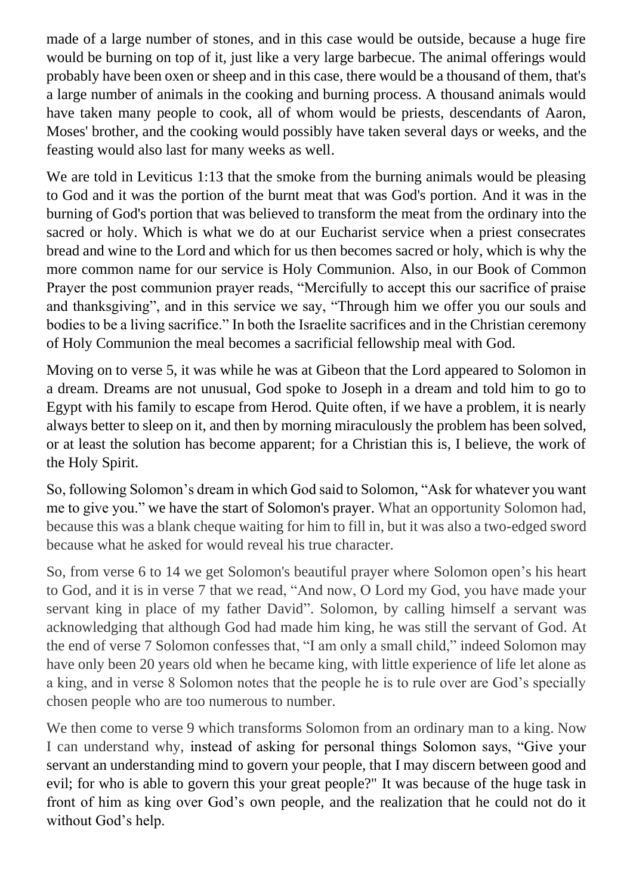made of a large number of stones, and in this case would be outside, because a huge fire would be burning on top of it, just like a very large barbecue. The animal offerings would probably have been oxen or sheep and in this case, there would be a thousand of them, that's a large number of animals in the cooking and burning process. A thousand animals would have taken many people to cook, all of whom would be priests, descendants of Aaron, Moses' brother, and the cooking would possibly have taken several days or weeks, and the feasting would also last for many weeks as well.

We are told in Leviticus 1:13 that the smoke from the burning animals would be pleasing to God and it was the portion of the burnt meat that was God's portion. And it was in the burning of God's portion that was believed to transform the meat from the ordinary into the sacred or holy. Which is what we do at our Eucharist service when a priest consecrates bread and wine to the Lord and which for us then becomes sacred or holy, which is why the more common name for our service is Holy Communion. Also, in our Book of Common Prayer the post communion prayer reads, "Mercifully to accept this our sacrifice of praise and thanksgiving", and in this service we say, "Through him we offer you our souls and bodies to be a living sacrifice." In both the Israelite sacrifices and in the Christian ceremony of Holy Communion the meal becomes a sacrificial fellowship meal with God.

Moving on to verse 5, it was while he was at Gibeon that the Lord appeared to Solomon in a dream. Dreams are not unusual, God spoke to Joseph in a dream and told him to go to Egypt with his family to escape from Herod. Quite often, if we have a problem, it is nearly always better to sleep on it, and then by morning miraculously the problem has been solved, or at least the solution has become apparent; for a Christian this is, I believe, the work of the Holy Spirit.

So, following Solomon's dream in which God said to Solomon, "Ask for whatever you want me to give you." we have the start of Solomon's prayer. What an opportunity Solomon had, because this was a blank cheque waiting for him to fill in, but it was also a two-edged sword because what he asked for would reveal his true character.

So, from verse 6 to 14 we get Solomon's beautiful prayer where Solomon open's his heart to God, and it is in verse 7 that we read, "And now, O Lord my God, you have made your servant king in place of my father David". Solomon, by calling himself a servant was acknowledging that although God had made him king, he was still the servant of God. At the end of verse 7 Solomon confesses that, "I am only a small child," indeed Solomon may have only been 20 years old when he became king, with little experience of life let alone as a king, and in verse 8 Solomon notes that the people he is to rule over are God's specially chosen people who are too numerous to number.

We then come to verse 9 which transforms Solomon from an ordinary man to a king. Now I can understand why, instead of asking for personal things Solomon says, "Give your servant an understanding mind to govern your people, that I may discern between good and evil; for who is able to govern this your great people?" It was because of the huge task in front of him as king over God's own people, and the realization that he could not do it without God's help.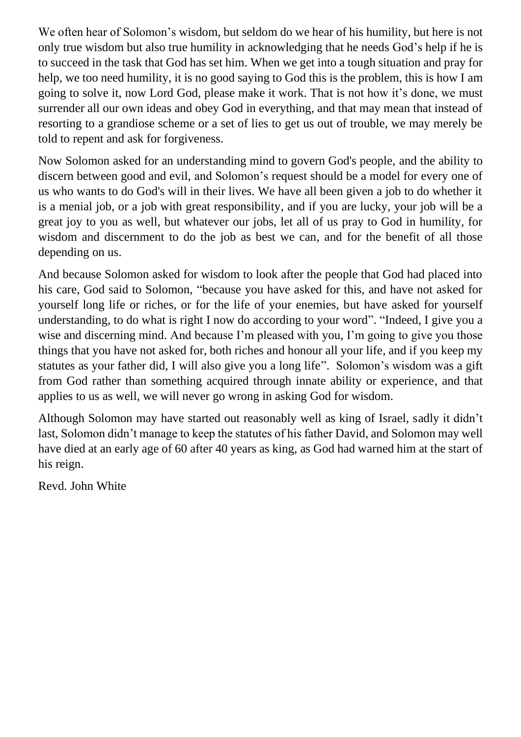We often hear of Solomon's wisdom, but seldom do we hear of his humility, but here is not only true wisdom but also true humility in acknowledging that he needs God's help if he is to succeed in the task that God has set him. When we get into a tough situation and pray for help, we too need humility, it is no good saying to God this is the problem, this is how I am going to solve it, now Lord God, please make it work. That is not how it's done, we must surrender all our own ideas and obey God in everything, and that may mean that instead of resorting to a grandiose scheme or a set of lies to get us out of trouble, we may merely be told to repent and ask for forgiveness.

Now Solomon asked for an understanding mind to govern God's people, and the ability to discern between good and evil, and Solomon's request should be a model for every one of us who wants to do God's will in their lives. We have all been given a job to do whether it is a menial job, or a job with great responsibility, and if you are lucky, your job will be a great joy to you as well, but whatever our jobs, let all of us pray to God in humility, for wisdom and discernment to do the job as best we can, and for the benefit of all those depending on us.

And because Solomon asked for wisdom to look after the people that God had placed into his care, God said to Solomon, "because you have asked for this, and have not asked for yourself long life or riches, or for the life of your enemies, but have asked for yourself understanding, to do what is right I now do according to your word". "Indeed, I give you a wise and discerning mind. And because I'm pleased with you, I'm going to give you those things that you have not asked for, both riches and honour all your life, and if you keep my statutes as your father did, I will also give you a long life". Solomon's wisdom was a gift from God rather than something acquired through innate ability or experience, and that applies to us as well, we will never go wrong in asking God for wisdom.

Although Solomon may have started out reasonably well as king of Israel, sadly it didn't last, Solomon didn't manage to keep the statutes of his father David, and Solomon may well have died at an early age of 60 after 40 years as king, as God had warned him at the start of his reign.

Revd. John White